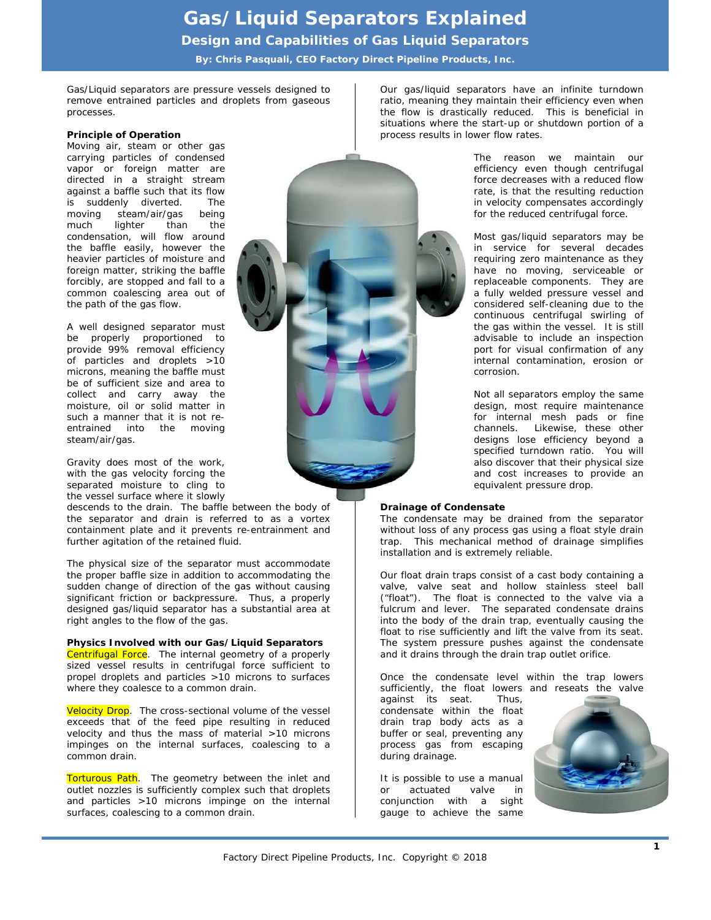# Gas/Liquid Separators Explained

## Design and Capabilities of Gas Liquid Separators

**By: Chris Pasquali, CEO Factory Direct Pipeline Products, Inc.**

Gas/Liquid separators are pressure vessels designed to remove entrained particles and droplets from gaseous processes.

**Principle of Operation**

Moving air, steam or other gas carrying particles of condensed vapor or foreign matter are directed in a straight stream against a baffle such that its flow is suddenly diverted. The moving steam/air/gas being much lighter than the condensation, will flow around the baffle easily, however the heavier particles of moisture and foreign matter, striking the baffle forcibly, are stopped and fall to a common coalescing area out of the path of the gas flow.

A well designed separator must be properly proportioned to provide 99% removal efficiency of particles and droplets >10 microns, meaning the baffle must be of sufficient size and area to collect and carry away the moisture, oil or solid matter in such a manner that it is not re-entrained into the moving steam/air/gas.

Gravity does most of the work, with the gas velocity forcing the separated moisture to cling to the vessel surface where it slowly descends to the drain. The baffle between the body of the separator and drain is referred to as a vortex containment plate and it prevents re-entrainment and further agitation of the retained fluid.

The physical size of the separator must accommodate the proper baffle size in addition to accommodating the sudden change of direction of the gas without causing significant friction or backpressure. Thus, a properly designed gas/liquid separator has a substantial area at right angles to the flow of the gas.

**Physics Involved with our Gas/Liquid Separators**

Centrifugal Force. The internal geometry of a properly sized vessel results in centrifugal force sufficient to propel droplets and particles >10 microns to surfaces where they coalesce to a common drain.

Velocity Drop. The cross-sectional volume of the vessel exceeds that of the feed pipe resulting in reduced velocity and thus the mass of material >10 microns impinges on the internal surfaces, coalescing to a common drain.

Torturous Path. The geometry between the inlet and outlet nozzles is sufficiently complex such that droplets and particles >10 microns impinge on the internal surfaces, coalescing to a common drain.

Our gas/liquid separators have an infinite turndown ratio, meaning they maintain their efficiency even when the flow is drastically reduced. This is beneficial in situations where the start-up or shutdown portion of a process results in lower flow rates.

The reason we maintain our efficiency even though centrifugal force decreases with a reduced flow rate, is that the resulting reduction in velocity compensates accordingly for the reduced centrifugal force.

Most gas/liquid separators may be in service for several decades requiring zero maintenance as they have no moving, serviceable or replaceable components. They are a fully welded pressure vessel and considered self-cleaning due to the continuous centrifugal swirling of the gas within the vessel. It is still advisable to include an inspection port for visual confirmation of any internal contamination, erosion or corrosion.

Not all separators employ the same design, most require maintenance for internal mesh pads or fine channels. Likewise, these other designs lose efficiency beyond a specified turndown ratio. You will also discover that their physical size and cost increases to provide an equivalent pressure drop.

**Drainage of Condensate**

The condensate may be drained from the separator without loss of any process gas using a float style drain trap. This mechanical method of drainage simplifies installation and is extremely reliable.

Our float drain traps consist of a cast body containing a valve, valve seat and hollow stainless steel ball ("float"). The float is connected to the valve via a fulcrum and lever. The separated condensate drains into the body of the drain trap, eventually causing the float to rise sufficiently and lift the valve from its seat. The system pressure pushes against the condensate and it drains through the drain trap outlet orifice.

Once the condensate level within the trap lowers sufficiently, the float lowers and reseats the valve against its seat. Thus, condensate within the float drain trap body acts as a buffer or seal, preventing any process gas from escaping during drainage.

It is possible to use a manual or actuated valve in conjunction with a sight gauge to achieve the same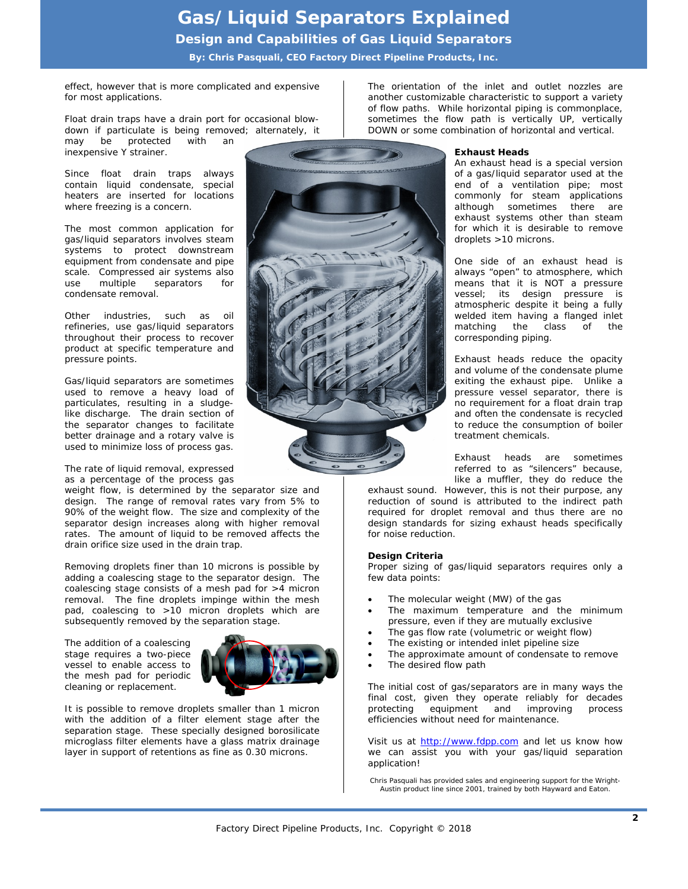effect, however that is more complicated and expensive for most applications.

Float drain traps have a drain port for occasional blow-down if particulate is being removed; alternatively, it may be protected with an inexpensive Y strainer.

Since float drain traps always contain liquid condensate, special heaters are inserted for locations where freezing is a concern.

The most common application for gas/liquid separators involves steam systems to protect downstream equipment from condensate and pipe scale. Compressed air systems also use multiple separators for condensate removal.

Other industries, such as oil refineries, use gas/liquid separators throughout their process to recover product at specific temperature and pressure points.

Gas/liquid separators are sometimes used to remove a heavy load of particulates, resulting in a sludge-like discharge. The drain section of the separator changes to facilitate better drainage and a rotary valve is used to minimize loss of process gas.

The rate of liquid removal, expressed as a percentage of the process gas weight flow, is determined by the separator size and design. The range of removal rates vary from 5% to 90% of the weight flow. The size and complexity of the separator design increases along with higher removal rates. The amount of liquid to be removed affects the drain orifice size used in the drain trap.

Removing droplets finer than 10 microns is possible by adding a coalescing stage to the separator design. The coalescing stage consists of a mesh pad for >4 micron removal. The fine droplets impinge within the mesh pad, coalescing to >10 micron droplets which are subsequently removed by the separation stage.

The addition of a coalescing stage requires a two-piece vessel to enable access to the mesh pad for periodic cleaning or replacement.

It is possible to remove droplets smaller than 1 micron with the addition of a filter element stage after the separation stage. These specially designed borosilicate microglass filter elements have a glass matrix drainage layer in support of retentions as fine as 0.30 microns.

The orientation of the inlet and outlet nozzles are another customizable characteristic to support a variety of flow paths. While horizontal piping is commonplace, sometimes the flow path is vertically UP, vertically DOWN or some combination of horizontal and vertical.

**Exhaust Heads**

An exhaust head is a special version of a gas/liquid separator used at the end of a ventilation pipe; most commonly for steam applications although sometimes there are exhaust systems other than steam for which it is desirable to remove droplets >10 microns.

One side of an exhaust head is always "open" to atmosphere, which means that it is NOT a pressure vessel; its design pressure is atmospheric despite it being a fully welded item having a flanged inlet matching the class of the corresponding piping.

Exhaust heads reduce the opacity and volume of the condensate plume exiting the exhaust pipe. Unlike a pressure vessel separator, there is no requirement for a float drain trap and often the condensate is recycled to reduce the consumption of boiler treatment chemicals.

Exhaust heads are sometimes referred to as "silencers" because, like a muffler, they do reduce the exhaust sound. However, this is not their purpose, any reduction of sound is attributed to the indirect path required for droplet removal and thus there are no design standards for sizing exhaust heads specifically for noise reduction.

**Design Criteria**

Proper sizing of gas/liquid separators requires only a few data points:

- The molecular weight (MW) of the gas
- The maximum temperature and the minimum pressure, even if they are mutually exclusive
- The gas flow rate (volumetric or weight flow)
- The existing or intended inlet pipeline size
- The approximate amount of condensate to remove
- The desired flow path

The initial cost of gas/separators are in many ways the final cost, given they operate reliably for decades protecting equipment and improving process efficiencies without need for maintenance.

Visit us at http://www.fdpp.com and let us know how we can assist you with your gas/liquid separation application!

Chris Pasquali has provided sales and engineering support for the Wright-Austin product line since 2001, trained by both Hayward and Eaton.